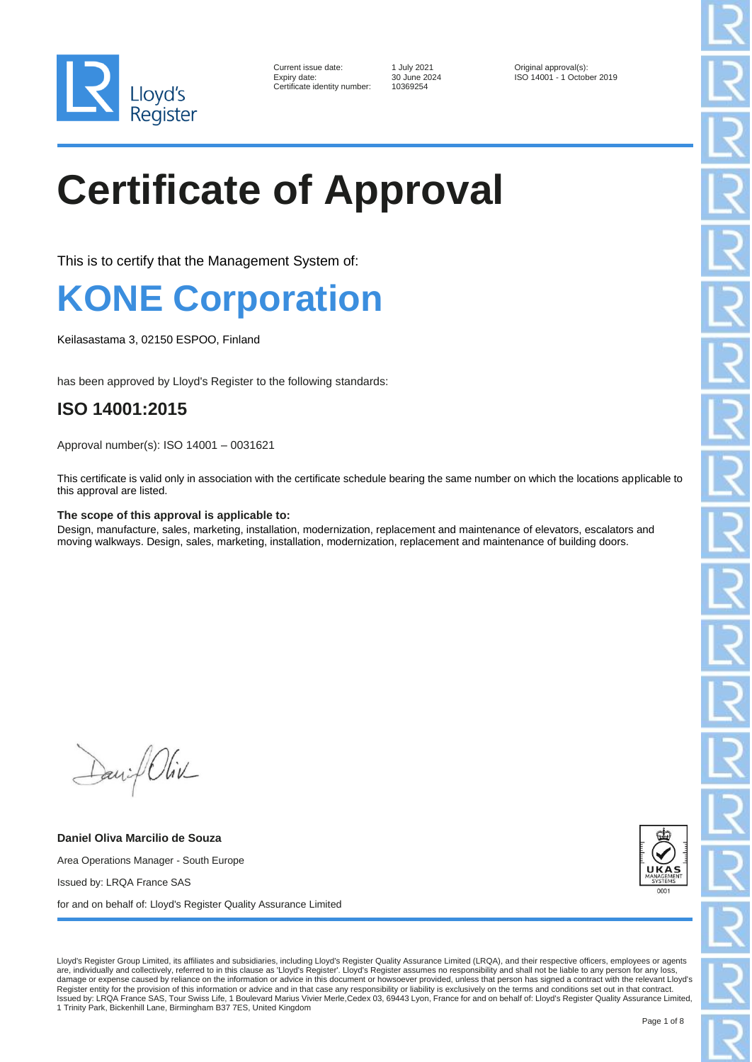Lloyd's Register

Current issue date: 1 July 2021
Expiry date: 30 June 2024
Certificate identity number: 10369254

Original approval(s):
ISO 14001 - 1 October 2019

# Certificate of Approval

This is to certify that the Management System of:

# KONE Corporation

Keilasastama 3, 02150 ESPOO, Finland

has been approved by Lloyd's Register to the following standards:

## ISO 14001:2015

Approval number(s): ISO 14001 – 0031621

This certificate is valid only in association with the certificate schedule bearing the same number on which the locations applicable to this approval are listed.

**The scope of this approval is applicable to:**
Design, manufacture, sales, marketing, installation, modernization, replacement and maintenance of elevators, escalators and moving walkways. Design, sales, marketing, installation, modernization, replacement and maintenance of building doors.

**Daniel Oliva Marcilio de Souza**

Area Operations Manager - South Europe

Issued by: LRQA France SAS

for and on behalf of: Lloyd's Register Quality Assurance Limited

UKAS MANAGEMENT SYSTEMS 0001

Lloyd's Register Group Limited, its affiliates and subsidiaries, including Lloyd's Register Quality Assurance Limited (LRQA), and their respective officers, employees or agents are, individually and collectively, referred to in this clause as 'Lloyd's Register'. Lloyd's Register assumes no responsibility and shall not be liable to any person for any loss, damage or expense caused by reliance on the information or advice in this document or howsoever provided, unless that person has signed a contract with the relevant Lloyd's Register entity for the provision of this information or advice and in that case any responsibility or liability is exclusively on the terms and conditions set out in that contract.
Issued by: LRQA France SAS, Tour Swiss Life, 1 Boulevard Marius Vivier Merle,Cedex 03, 69443 Lyon, France for and on behalf of: Lloyd's Register Quality Assurance Limited, 1 Trinity Park, Bickenhill Lane, Birmingham B37 7ES, United Kingdom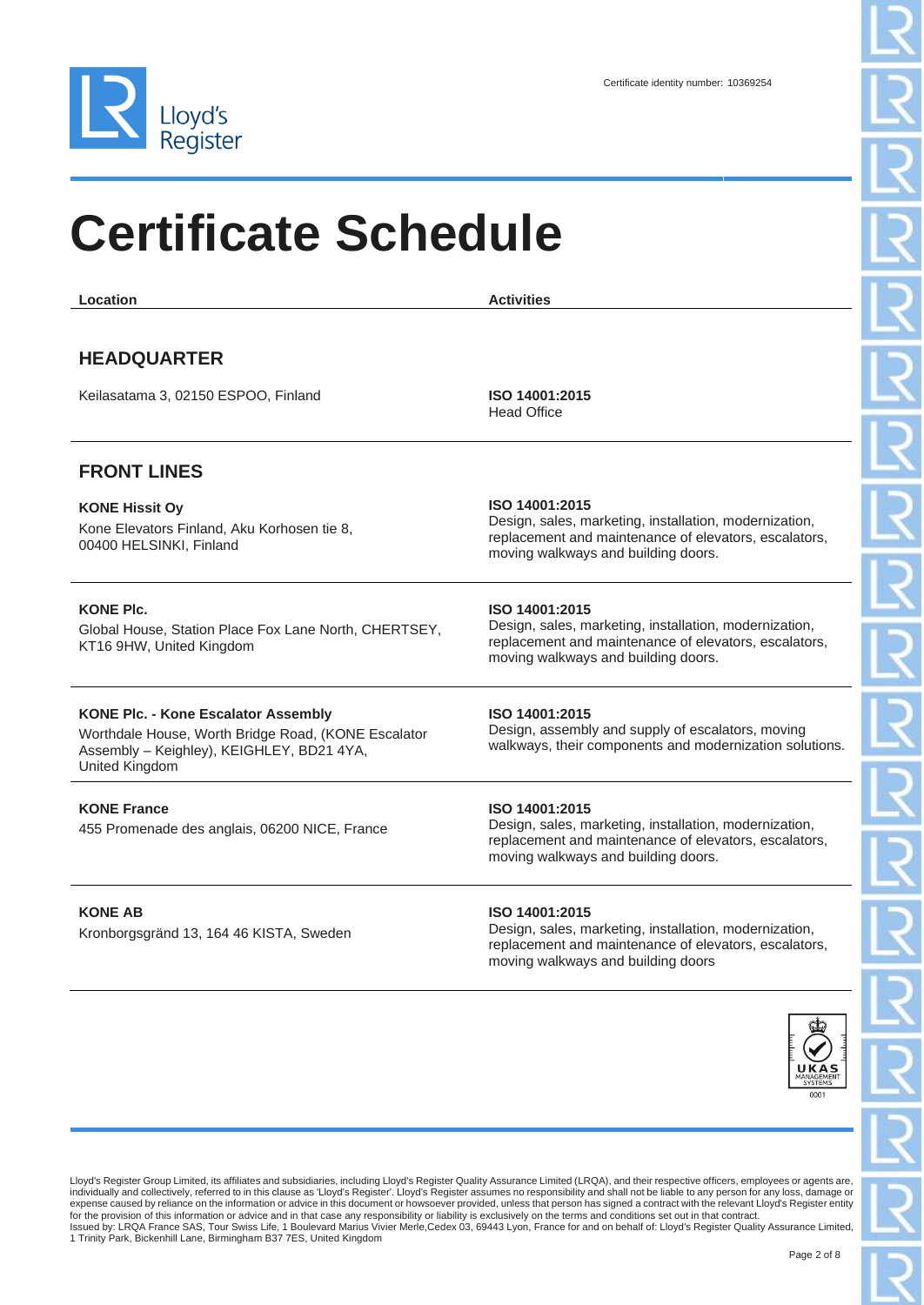Certificate identity number: 10369254

# Certificate Schedule

| Location | Activities |
|---|---|
| **HEADQUARTER** | |
| Keilasatama 3, 02150 ESPOO, Finland | **ISO 14001:2015**<br>Head Office |
| **FRONT LINES** | |
| **KONE Hissit Oy**<br>Kone Elevators Finland, Aku Korhosen tie 8, 00400 HELSINKI, Finland | **ISO 14001:2015**<br>Design, sales, marketing, installation, modernization, replacement and maintenance of elevators, escalators, moving walkways and building doors. |
| **KONE Plc.**<br>Global House, Station Place Fox Lane North, CHERTSEY, KT16 9HW, United Kingdom | **ISO 14001:2015**<br>Design, sales, marketing, installation, modernization, replacement and maintenance of elevators, escalators, moving walkways and building doors. |
| **KONE Plc. - Kone Escalator Assembly**<br>Worthdale House, Worth Bridge Road, (KONE Escalator Assembly – Keighley), KEIGHLEY, BD21 4YA, United Kingdom | **ISO 14001:2015**<br>Design, assembly and supply of escalators, moving walkways, their components and modernization solutions. |
| **KONE France**<br>455 Promenade des anglais, 06200 NICE, France | **ISO 14001:2015**<br>Design, sales, marketing, installation, modernization, replacement and maintenance of elevators, escalators, moving walkways and building doors. |
| **KONE AB**<br>Kronborgsgränd 13, 164 46 KISTA, Sweden | **ISO 14001:2015**<br>Design, sales, marketing, installation, modernization, replacement and maintenance of elevators, escalators, moving walkways and building doors |

UKAS MANAGEMENT SYSTEMS 0001

Lloyd's Register Group Limited, its affiliates and subsidiaries, including Lloyd's Register Quality Assurance Limited (LRQA), and their respective officers, employees or agents are, individually and collectively, referred to in this clause as 'Lloyd's Register'. Lloyd's Register assumes no responsibility and shall not be liable to any person for any loss, damage or expense caused by reliance on the information or advice in this document or howsoever provided, unless that person has signed a contract with the relevant Lloyd's Register entity for the provision of this information or advice and in that case any responsibility or liability is exclusively on the terms and conditions set out in that contract.
Issued by: LRQA France SAS, Tour Swiss Life, 1 Boulevard Marius Vivier Merle,Cedex 03, 69443 Lyon, France for and on behalf of: Lloyd's Register Quality Assurance Limited, 1 Trinity Park, Bickenhill Lane, Birmingham B37 7ES, United Kingdom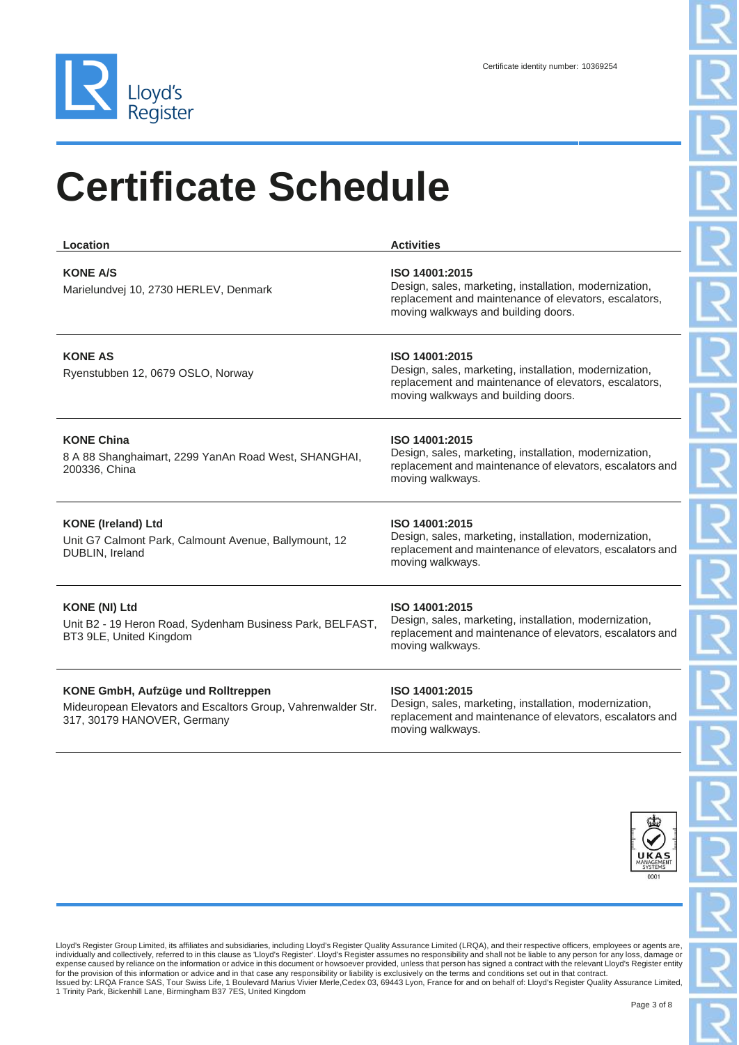Certificate identity number: 10369254

# Certificate Schedule

| Location | Activities |
|---|---|
| **KONE A/S**<br>Marielundvej 10, 2730 HERLEV, Denmark | **ISO 14001:2015**<br>Design, sales, marketing, installation, modernization, replacement and maintenance of elevators, escalators, moving walkways and building doors. |
| **KONE AS**<br>Ryenstubben 12, 0679 OSLO, Norway | **ISO 14001:2015**<br>Design, sales, marketing, installation, modernization, replacement and maintenance of elevators, escalators, moving walkways and building doors. |
| **KONE China**<br>8 A 88 Shanghaimart, 2299 YanAn Road West, SHANGHAI, 200336, China | **ISO 14001:2015**<br>Design, sales, marketing, installation, modernization, replacement and maintenance of elevators, escalators and moving walkways. |
| **KONE (Ireland) Ltd**<br>Unit G7 Calmont Park, Calmount Avenue, Ballymount, 12 DUBLIN, Ireland | **ISO 14001:2015**<br>Design, sales, marketing, installation, modernization, replacement and maintenance of elevators, escalators and moving walkways. |
| **KONE (NI) Ltd**<br>Unit B2 - 19 Heron Road, Sydenham Business Park, BELFAST, BT3 9LE, United Kingdom | **ISO 14001:2015**<br>Design, sales, marketing, installation, modernization, replacement and maintenance of elevators, escalators and moving walkways. |
| **KONE GmbH, Aufzüge und Rolltreppen**<br>Mideuropean Elevators and Escaltors Group, Vahrenwalder Str. 317, 30179 HANOVER, Germany | **ISO 14001:2015**<br>Design, sales, marketing, installation, modernization, replacement and maintenance of elevators, escalators and moving walkways. |

Lloyd's Register Group Limited, its affiliates and subsidiaries, including Lloyd's Register Quality Assurance Limited (LRQA), and their respective officers, employees or agents are, individually and collectively, referred to in this clause as 'Lloyd's Register'. Lloyd's Register assumes no responsibility and shall not be liable to any person for any loss, damage or expense caused by reliance on the information or advice in this document or howsoever provided, unless that person has signed a contract with the relevant Lloyd's Register entity for the provision of this information or advice and in that case any responsibility or liability is exclusively on the terms and conditions set out in that contract.
Issued by: LRQA France SAS, Tour Swiss Life, 1 Boulevard Marius Vivier Merle,Cedex 03, 69443 Lyon, France for and on behalf of: Lloyd's Register Quality Assurance Limited, 1 Trinity Park, Bickenhill Lane, Birmingham B37 7ES, United Kingdom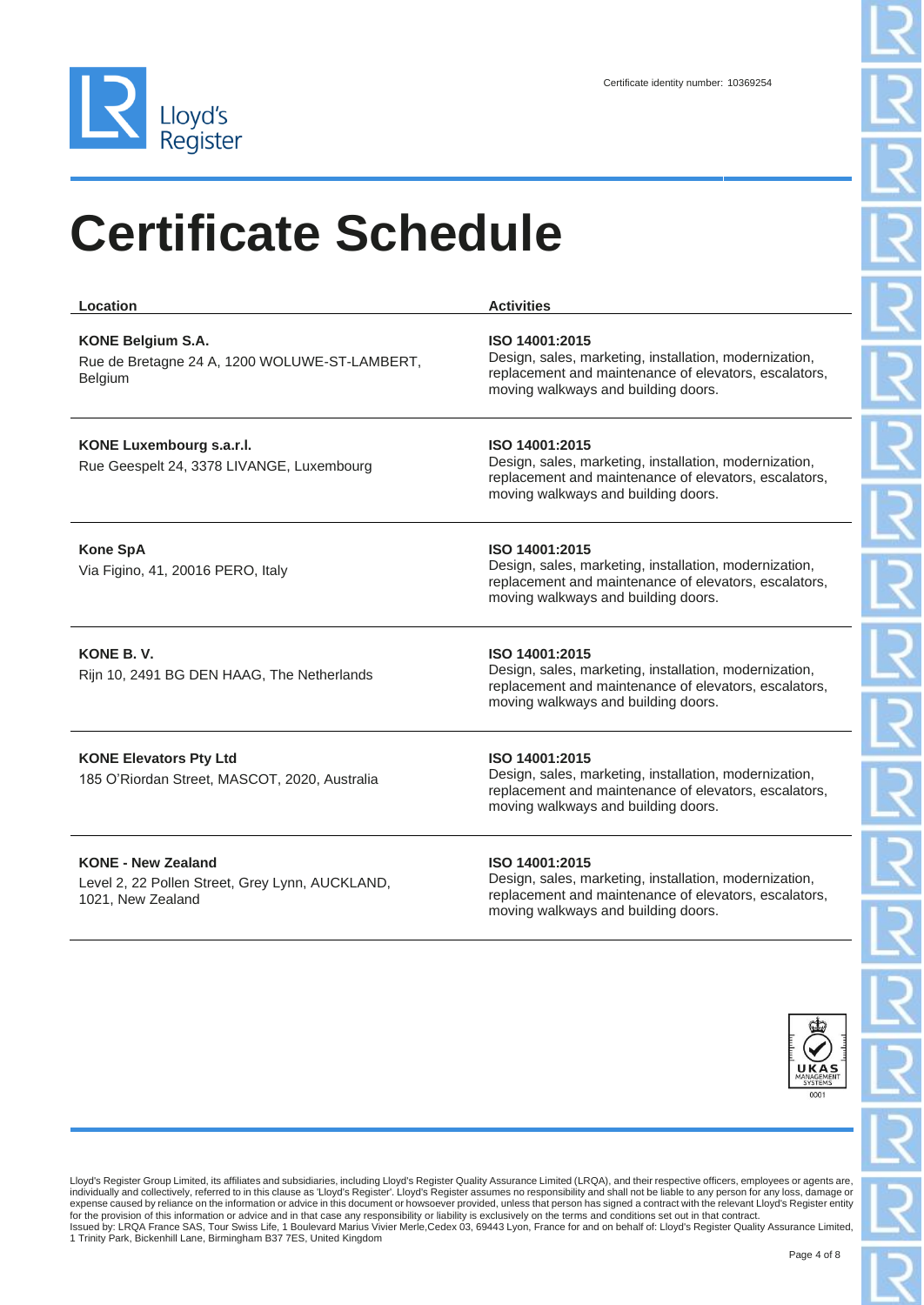Certificate identity number: 10369254

# Certificate Schedule

| Location | Activities |
|---|---|
| **KONE Belgium S.A.**<br>Rue de Bretagne 24 A, 1200 WOLUWE-ST-LAMBERT, Belgium | **ISO 14001:2015**<br>Design, sales, marketing, installation, modernization, replacement and maintenance of elevators, escalators, moving walkways and building doors. |
| **KONE Luxembourg s.a.r.l.**<br>Rue Geespelt 24, 3378 LIVANGE, Luxembourg | **ISO 14001:2015**<br>Design, sales, marketing, installation, modernization, replacement and maintenance of elevators, escalators, moving walkways and building doors. |
| **Kone SpA**<br>Via Figino, 41, 20016 PERO, Italy | **ISO 14001:2015**<br>Design, sales, marketing, installation, modernization, replacement and maintenance of elevators, escalators, moving walkways and building doors. |
| **KONE B. V.**<br>Rijn 10, 2491 BG DEN HAAG, The Netherlands | **ISO 14001:2015**<br>Design, sales, marketing, installation, modernization, replacement and maintenance of elevators, escalators, moving walkways and building doors. |
| **KONE Elevators Pty Ltd**<br>185 O'Riordan Street, MASCOT, 2020, Australia | **ISO 14001:2015**<br>Design, sales, marketing, installation, modernization, replacement and maintenance of elevators, escalators, moving walkways and building doors. |
| **KONE - New Zealand**<br>Level 2, 22 Pollen Street, Grey Lynn, AUCKLAND, 1021, New Zealand | **ISO 14001:2015**<br>Design, sales, marketing, installation, modernization, replacement and maintenance of elevators, escalators, moving walkways and building doors. |

UKAS MANAGEMENT SYSTEMS 0001

Lloyd's Register Group Limited, its affiliates and subsidiaries, including Lloyd's Register Quality Assurance Limited (LRQA), and their respective officers, employees or agents are, individually and collectively, referred to in this clause as 'Lloyd's Register'. Lloyd's Register assumes no responsibility and shall not be liable to any person for any loss, damage or expense caused by reliance on the information or advice in this document or howsoever provided, unless that person has signed a contract with the relevant Lloyd's Register entity for the provision of this information or advice and in that case any responsibility or liability is exclusively on the terms and conditions set out in that contract.
Issued by: LRQA France SAS, Tour Swiss Life, 1 Boulevard Marius Vivier Merle,Cedex 03, 69443 Lyon, France for and on behalf of: Lloyd's Register Quality Assurance Limited, 1 Trinity Park, Bickenhill Lane, Birmingham B37 7ES, United Kingdom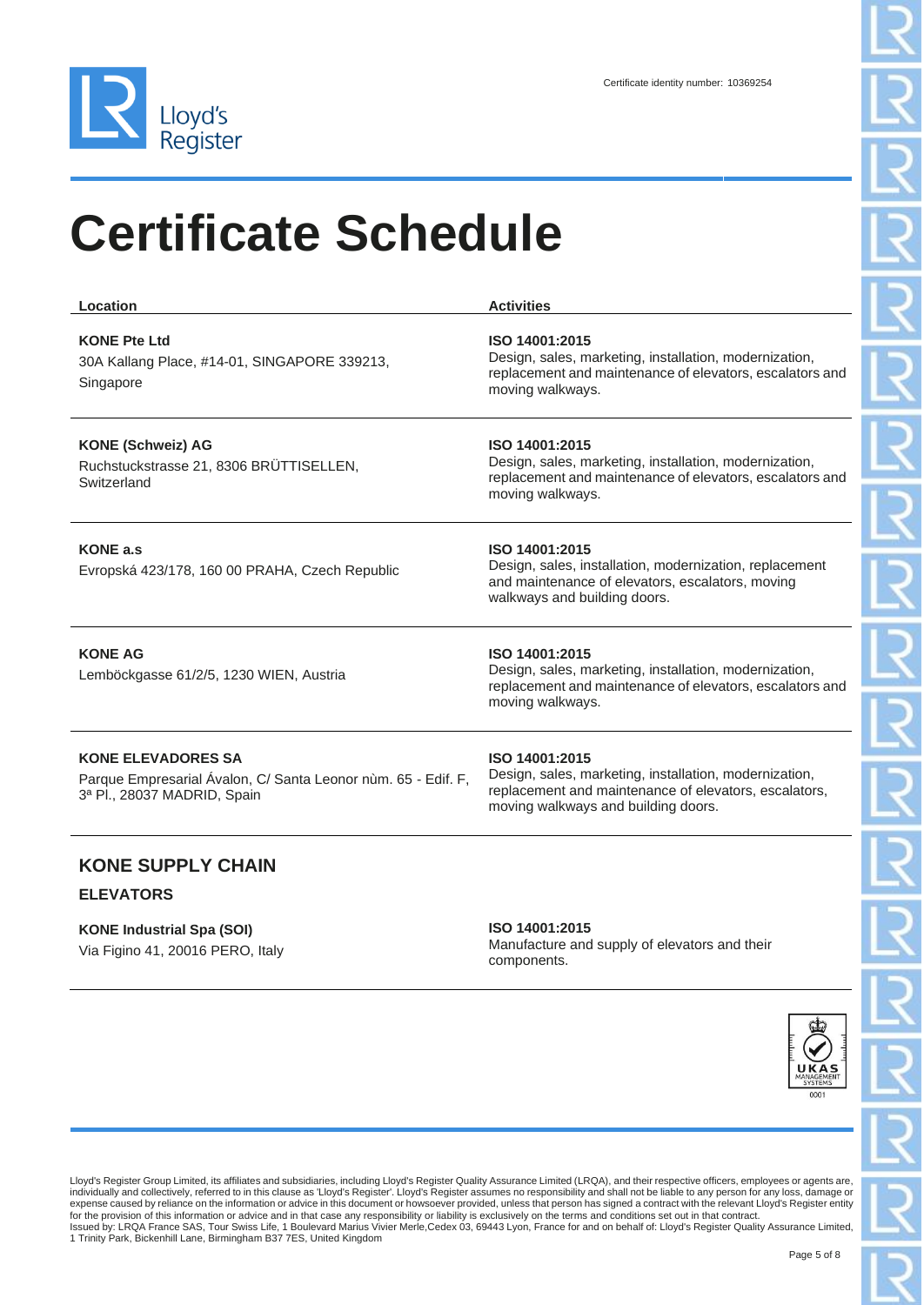Certificate identity number: 10369254

# Certificate Schedule

| Location | Activities |
| --- | --- |
| **KONE Pte Ltd**<br>30A Kallang Place, #14-01, SINGAPORE 339213, Singapore | **ISO 14001:2015**<br>Design, sales, marketing, installation, modernization, replacement and maintenance of elevators, escalators and moving walkways. |
| **KONE (Schweiz) AG**<br>Ruchstuckstrasse 21, 8306 BRÜTTISELLEN, Switzerland | **ISO 14001:2015**<br>Design, sales, marketing, installation, modernization, replacement and maintenance of elevators, escalators and moving walkways. |
| **KONE a.s**<br>Evropská 423/178, 160 00 PRAHA, Czech Republic | **ISO 14001:2015**<br>Design, sales, installation, modernization, replacement and maintenance of elevators, escalators, moving walkways and building doors. |
| **KONE AG**<br>Lemböckgasse 61/2/5, 1230 WIEN, Austria | **ISO 14001:2015**<br>Design, sales, marketing, installation, modernization, replacement and maintenance of elevators, escalators and moving walkways. |
| **KONE ELEVADORES SA**<br>Parque Empresarial Ávalon, C/ Santa Leonor nùm. 65 - Edif. F, 3ª Pl., 28037 MADRID, Spain | **ISO 14001:2015**<br>Design, sales, marketing, installation, modernization, replacement and maintenance of elevators, escalators, moving walkways and building doors. |

## KONE SUPPLY CHAIN

### ELEVATORS

| Location | Activities |
| --- | --- |
| **KONE Industrial Spa (SOI)**<br>Via Figino 41, 20016 PERO, Italy | **ISO 14001:2015**<br>Manufacture and supply of elevators and their components. |

Lloyd's Register Group Limited, its affiliates and subsidiaries, including Lloyd's Register Quality Assurance Limited (LRQA), and their respective officers, employees or agents are, individually and collectively, referred to in this clause as 'Lloyd's Register'. Lloyd's Register assumes no responsibility and shall not be liable to any person for any loss, damage or expense caused by reliance on the information or advice in this document or howsoever provided, unless that person has signed a contract with the relevant Lloyd's Register entity for the provision of this information or advice and in that case any responsibility or liability is exclusively on the terms and conditions set out in that contract.
Issued by: LRQA France SAS, Tour Swiss Life, 1 Boulevard Marius Vivier Merle,Cedex 03, 69443 Lyon, France for and on behalf of: Lloyd's Register Quality Assurance Limited, 1 Trinity Park, Bickenhill Lane, Birmingham B37 7ES, United Kingdom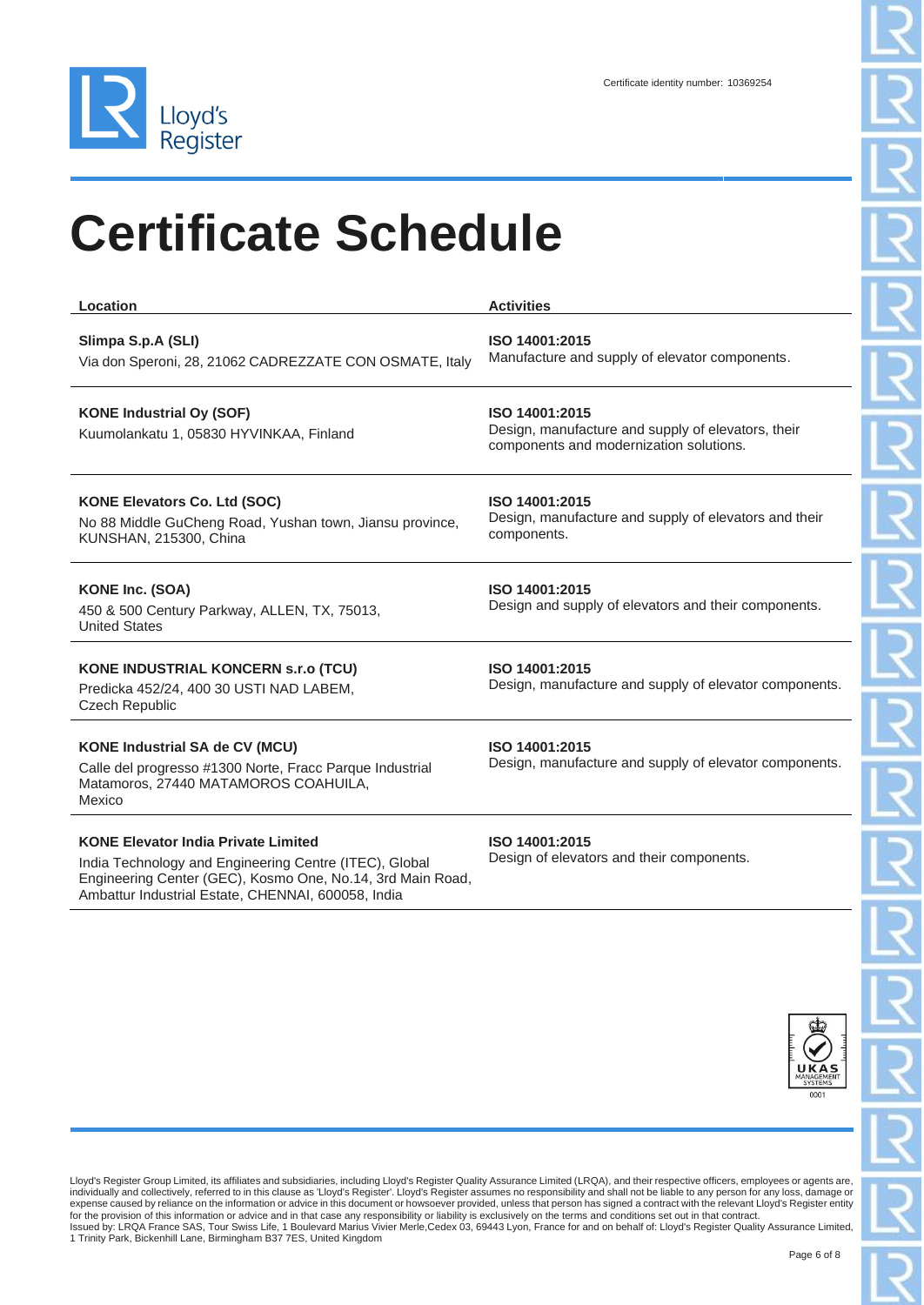Certificate identity number: 10369254

# Certificate Schedule

| Location | Activities |
|---|---|
| **Slimpa S.p.A (SLI)**<br>Via don Speroni, 28, 21062 CADREZZATE CON OSMATE, Italy | **ISO 14001:2015**<br>Manufacture and supply of elevator components. |
| **KONE Industrial Oy (SOF)**<br>Kuumolankatu 1, 05830 HYVINKAA, Finland | **ISO 14001:2015**<br>Design, manufacture and supply of elevators, their components and modernization solutions. |
| **KONE Elevators Co. Ltd (SOC)**<br>No 88 Middle GuCheng Road, Yushan town, Jiansu province, KUNSHAN, 215300, China | **ISO 14001:2015**<br>Design, manufacture and supply of elevators and their components. |
| **KONE Inc. (SOA)**<br>450 & 500 Century Parkway, ALLEN, TX, 75013, United States | **ISO 14001:2015**<br>Design and supply of elevators and their components. |
| **KONE INDUSTRIAL KONCERN s.r.o (TCU)**<br>Predicka 452/24, 400 30 USTI NAD LABEM, Czech Republic | **ISO 14001:2015**<br>Design, manufacture and supply of elevator components. |
| **KONE Industrial SA de CV (MCU)**<br>Calle del progresso #1300 Norte, Fracc Parque Industrial Matamoros, 27440 MATAMOROS COAHUILA, Mexico | **ISO 14001:2015**<br>Design, manufacture and supply of elevator components. |
| **KONE Elevator India Private Limited**<br>India Technology and Engineering Centre (ITEC), Global Engineering Center (GEC), Kosmo One, No.14, 3rd Main Road, Ambattur Industrial Estate, CHENNAI, 600058, India | **ISO 14001:2015**<br>Design of elevators and their components. |

UKAS MANAGEMENT SYSTEMS 0001

Lloyd's Register Group Limited, its affiliates and subsidiaries, including Lloyd's Register Quality Assurance Limited (LRQA), and their respective officers, employees or agents are, individually and collectively, referred to in this clause as 'Lloyd's Register'. Lloyd's Register assumes no responsibility and shall not be liable to any person for any loss, damage or expense caused by reliance on the information or advice in this document or howsoever provided, unless that person has signed a contract with the relevant Lloyd's Register entity for the provision of this information or advice and in that case any responsibility or liability is exclusively on the terms and conditions set out in that contract.
Issued by: LRQA France SAS, Tour Swiss Life, 1 Boulevard Marius Vivier Merle,Cedex 03, 69443 Lyon, France for and on behalf of: Lloyd's Register Quality Assurance Limited, 1 Trinity Park, Bickenhill Lane, Birmingham B37 7ES, United Kingdom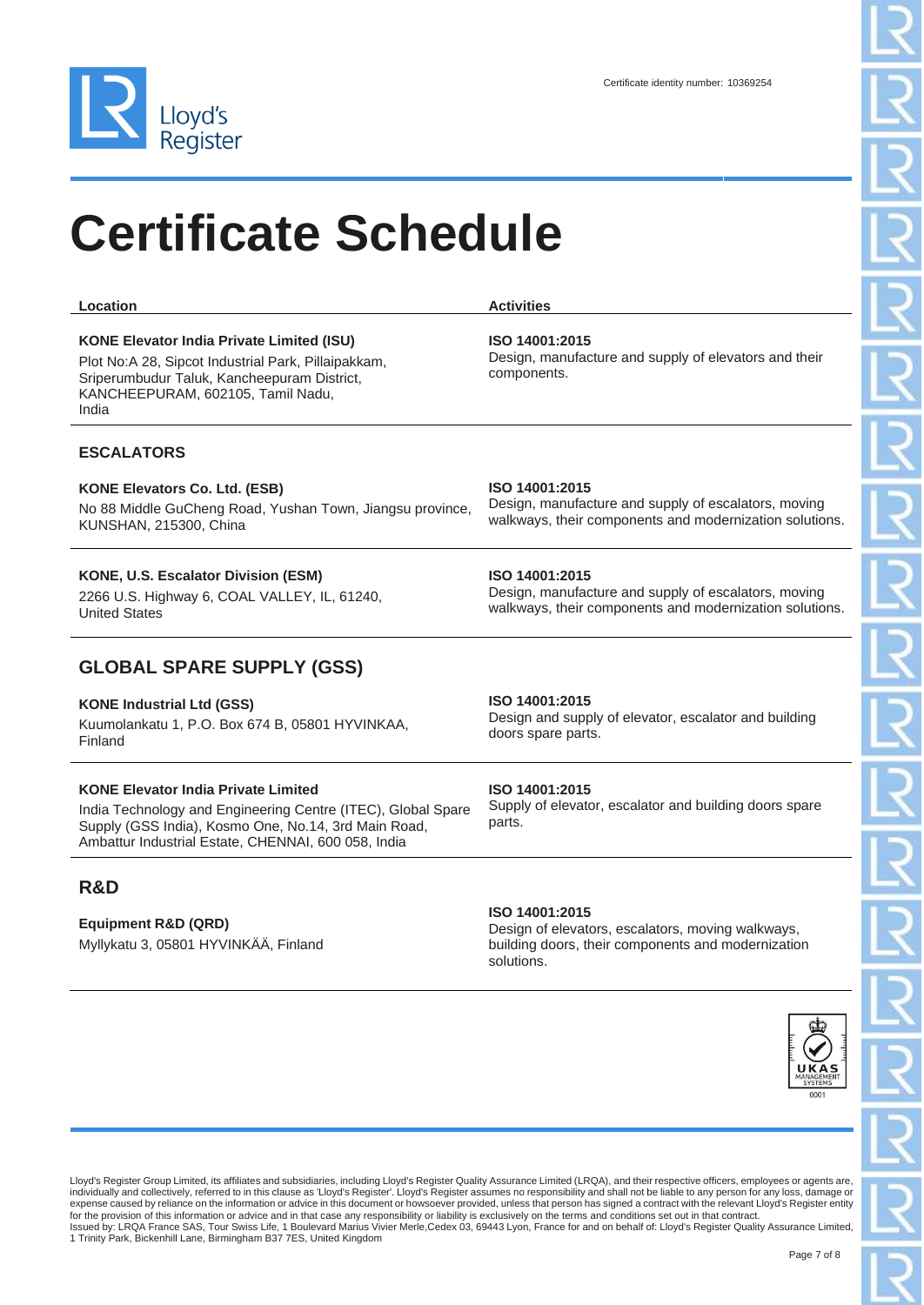Certificate identity number: 10369254

# Certificate Schedule

| Location | Activities |
|---|---|
| **KONE Elevator India Private Limited (ISU)**<br>Plot No:A 28, Sipcot Industrial Park, Pillaipakkam, Sriperumbudur Taluk, Kancheepuram District, KANCHEEPURAM, 602105, Tamil Nadu, India | **ISO 14001:2015**<br>Design, manufacture and supply of elevators and their components. |

## ESCALATORS

| Location | Activities |
|---|---|
| **KONE Elevators Co. Ltd. (ESB)**<br>No 88 Middle GuCheng Road, Yushan Town, Jiangsu province, KUNSHAN, 215300, China | **ISO 14001:2015**<br>Design, manufacture and supply of escalators, moving walkways, their components and modernization solutions. |
| **KONE, U.S. Escalator Division (ESM)**<br>2266 U.S. Highway 6, COAL VALLEY, IL, 61240, United States | **ISO 14001:2015**<br>Design, manufacture and supply of escalators, moving walkways, their components and modernization solutions. |

## GLOBAL SPARE SUPPLY (GSS)

| Location | Activities |
|---|---|
| **KONE Industrial Ltd (GSS)**<br>Kuumolankatu 1, P.O. Box 674 B, 05801 HYVINKAA, Finland | **ISO 14001:2015**<br>Design and supply of elevator, escalator and building doors spare parts. |
| **KONE Elevator India Private Limited**<br>India Technology and Engineering Centre (ITEC), Global Spare Supply (GSS India), Kosmo One, No.14, 3rd Main Road, Ambattur Industrial Estate, CHENNAI, 600 058, India | **ISO 14001:2015**<br>Supply of elevator, escalator and building doors spare parts. |

## R&D

| Location | Activities |
|---|---|
| **Equipment R&D (QRD)**<br>Myllykatu 3, 05801 HYVINKÄÄ, Finland | **ISO 14001:2015**<br>Design of elevators, escalators, moving walkways, building doors, their components and modernization solutions. |

Lloyd's Register Group Limited, its affiliates and subsidiaries, including Lloyd's Register Quality Assurance Limited (LRQA), and their respective officers, employees or agents are, individually and collectively, referred to in this clause as 'Lloyd's Register'. Lloyd's Register assumes no responsibility and shall not be liable to any person for any loss, damage or expense caused by reliance on the information or advice in this document or howsoever provided, unless that person has signed a contract with the relevant Lloyd's Register entity for the provision of this information or advice and in that case any responsibility or liability is exclusively on the terms and conditions set out in that contract.
Issued by: LRQA France SAS, Tour Swiss Life, 1 Boulevard Marius Vivier Merle,Cedex 03, 69443 Lyon, France for and on behalf of: Lloyd's Register Quality Assurance Limited, 1 Trinity Park, Bickenhill Lane, Birmingham B37 7ES, United Kingdom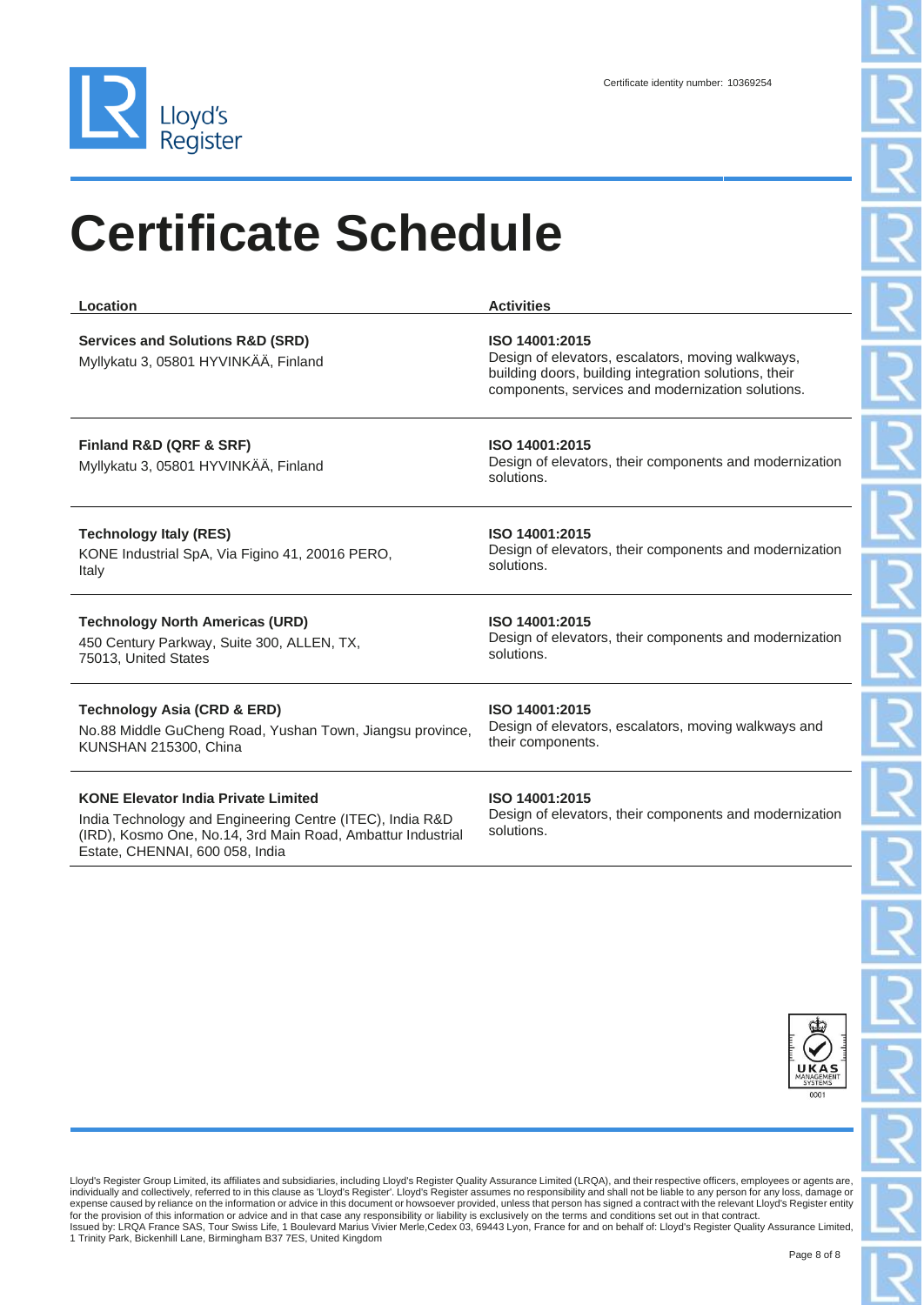Certificate identity number: 10369254

# Certificate Schedule

| Location | Activities |
| --- | --- |
| **Services and Solutions R&D (SRD)**<br>Myllykatu 3, 05801 HYVINKÄÄ, Finland | **ISO 14001:2015**<br>Design of elevators, escalators, moving walkways, building doors, building integration solutions, their components, services and modernization solutions. |
| **Finland R&D (QRF & SRF)**<br>Myllykatu 3, 05801 HYVINKÄÄ, Finland | **ISO 14001:2015**<br>Design of elevators, their components and modernization solutions. |
| **Technology Italy (RES)**<br>KONE Industrial SpA, Via Figino 41, 20016 PERO, Italy | **ISO 14001:2015**<br>Design of elevators, their components and modernization solutions. |
| **Technology North Americas (URD)**<br>450 Century Parkway, Suite 300, ALLEN, TX, 75013, United States | **ISO 14001:2015**<br>Design of elevators, their components and modernization solutions. |
| **Technology Asia (CRD & ERD)**<br>No.88 Middle GuCheng Road, Yushan Town, Jiangsu province, KUNSHAN 215300, China | **ISO 14001:2015**<br>Design of elevators, escalators, moving walkways and their components. |
| **KONE Elevator India Private Limited**<br>India Technology and Engineering Centre (ITEC), India R&D (IRD), Kosmo One, No.14, 3rd Main Road, Ambattur Industrial Estate, CHENNAI, 600 058, India | **ISO 14001:2015**<br>Design of elevators, their components and modernization solutions. |

UKAS MANAGEMENT SYSTEMS 0001

Lloyd's Register Group Limited, its affiliates and subsidiaries, including Lloyd's Register Quality Assurance Limited (LRQA), and their respective officers, employees or agents are, individually and collectively, referred to in this clause as 'Lloyd's Register'. Lloyd's Register assumes no responsibility and shall not be liable to any person for any loss, damage or expense caused by reliance on the information or advice in this document or howsoever provided, unless that person has signed a contract with the relevant Lloyd's Register entity for the provision of this information or advice and in that case any responsibility or liability is exclusively on the terms and conditions set out in that contract.
Issued by: LRQA France SAS, Tour Swiss Life, 1 Boulevard Marius Vivier Merle,Cedex 03, 69443 Lyon, France for and on behalf of: Lloyd's Register Quality Assurance Limited, 1 Trinity Park, Bickenhill Lane, Birmingham B37 7ES, United Kingdom